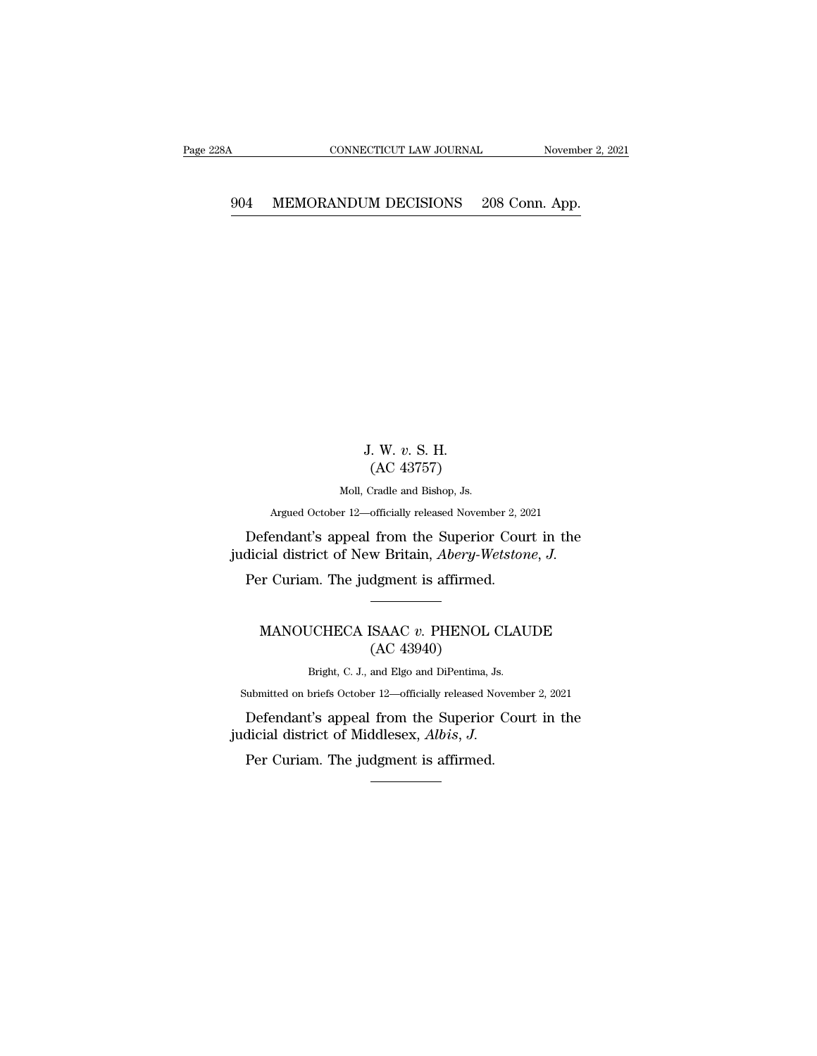J. W. *v.* S. H.
(AC 43757)

Moll, Cradle and Bishop, Js.

Argued October 12—officially released November 2, 2021

Defendant's appeal from the Superior Court in the judicial district of New Britain, *Abery-Wetstone*, *J.*

Per Curiam. The judgment is affirmed.

---

MANOUCHECA ISAAC *v.* PHENOL CLAUDE
(AC 43940)

Bright, C. J., and Elgo and DiPentima, Js.

Submitted on briefs October 12—officially released November 2, 2021

Defendant's appeal from the Superior Court in the judicial district of Middlesex, *Albis*, *J.*

Per Curiam. The judgment is affirmed.

---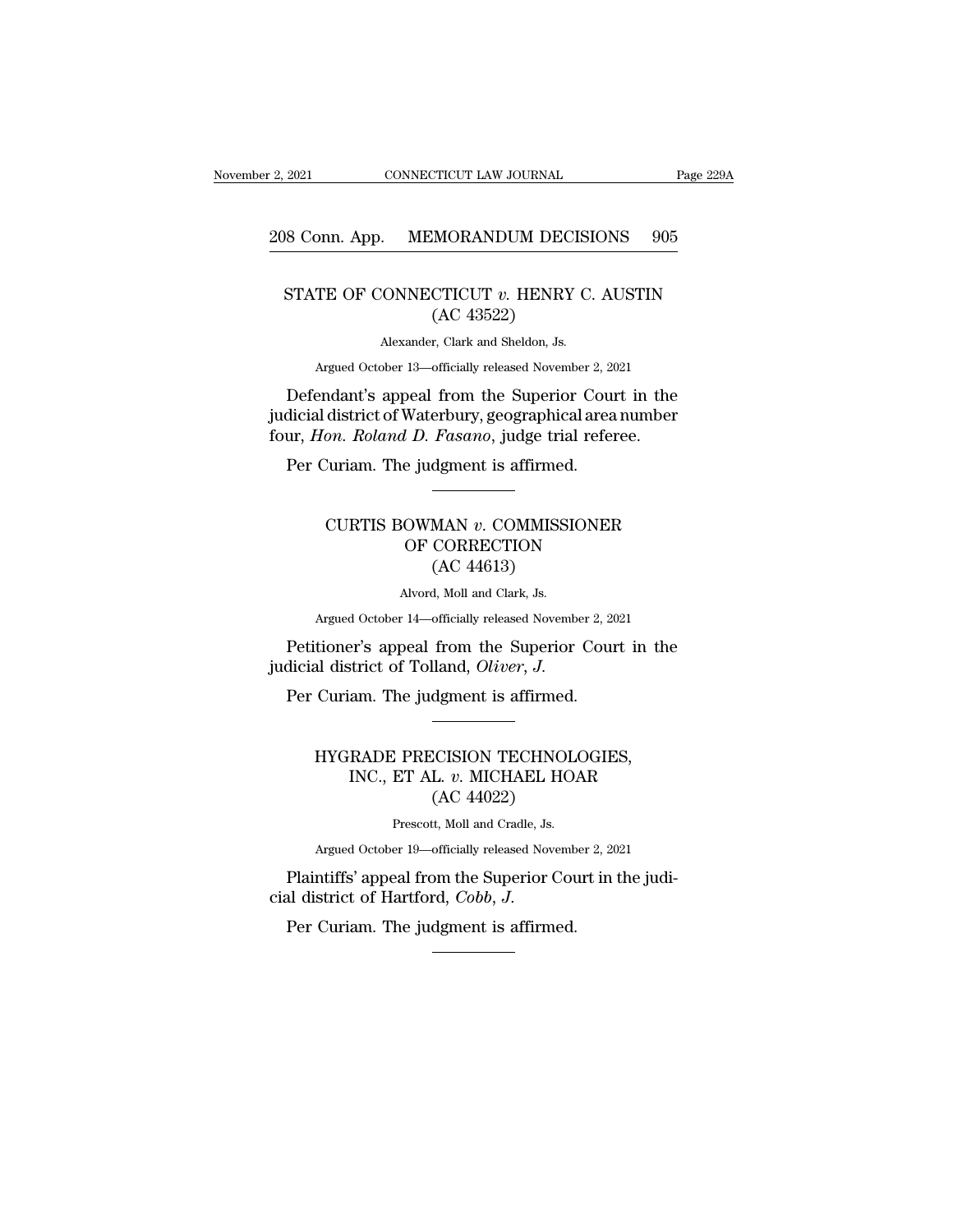## STATE OF CONNECTICUT *v.* HENRY C. AUSTIN
### (AC 43522)

Alexander, Clark and Sheldon, Js.

Argued October 13—officially released November 2, 2021

Defendant's appeal from the Superior Court in the judicial district of Waterbury, geographical area number four, *Hon. Roland D. Fasano*, judge trial referee.

Per Curiam. The judgment is affirmed.

---

## CURTIS BOWMAN *v.* COMMISSIONER OF CORRECTION
### (AC 44613)

Alvord, Moll and Clark, Js.

Argued October 14—officially released November 2, 2021

Petitioner's appeal from the Superior Court in the judicial district of Tolland, *Oliver, J.*

Per Curiam. The judgment is affirmed.

---

## HYGRADE PRECISION TECHNOLOGIES, INC., ET AL. *v.* MICHAEL HOAR
### (AC 44022)

Prescott, Moll and Cradle, Js.

Argued October 19—officially released November 2, 2021

Plaintiffs' appeal from the Superior Court in the judicial district of Hartford, *Cobb, J.*

Per Curiam. The judgment is affirmed.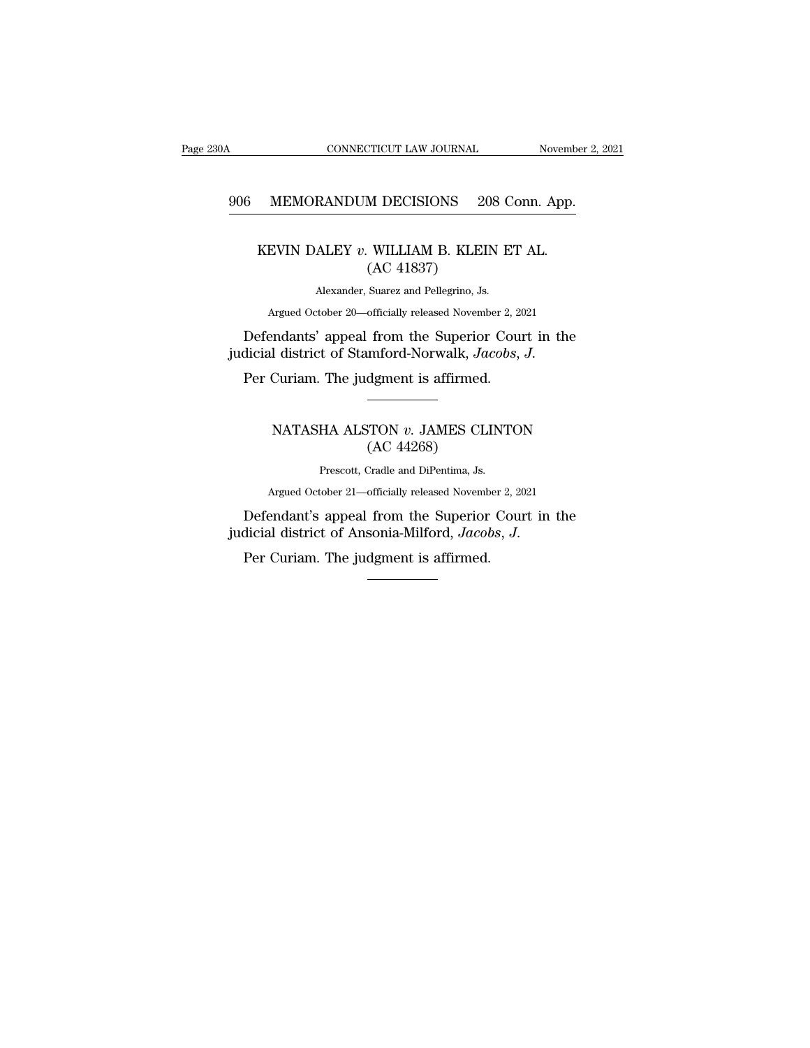KEVIN DALEY *v.* WILLIAM B. KLEIN ET AL.
(AC 41837)

Alexander, Suarez and Pellegrino, Js.

Argued October 20—officially released November 2, 2021

Defendants' appeal from the Superior Court in the judicial district of Stamford-Norwalk, *Jacobs*, *J.*

Per Curiam. The judgment is affirmed.

---

NATASHA ALSTON *v.* JAMES CLINTON
(AC 44268)

Prescott, Cradle and DiPentima, Js.

Argued October 21—officially released November 2, 2021

Defendant's appeal from the Superior Court in the judicial district of Ansonia-Milford, *Jacobs*, *J.*

Per Curiam. The judgment is affirmed.

---